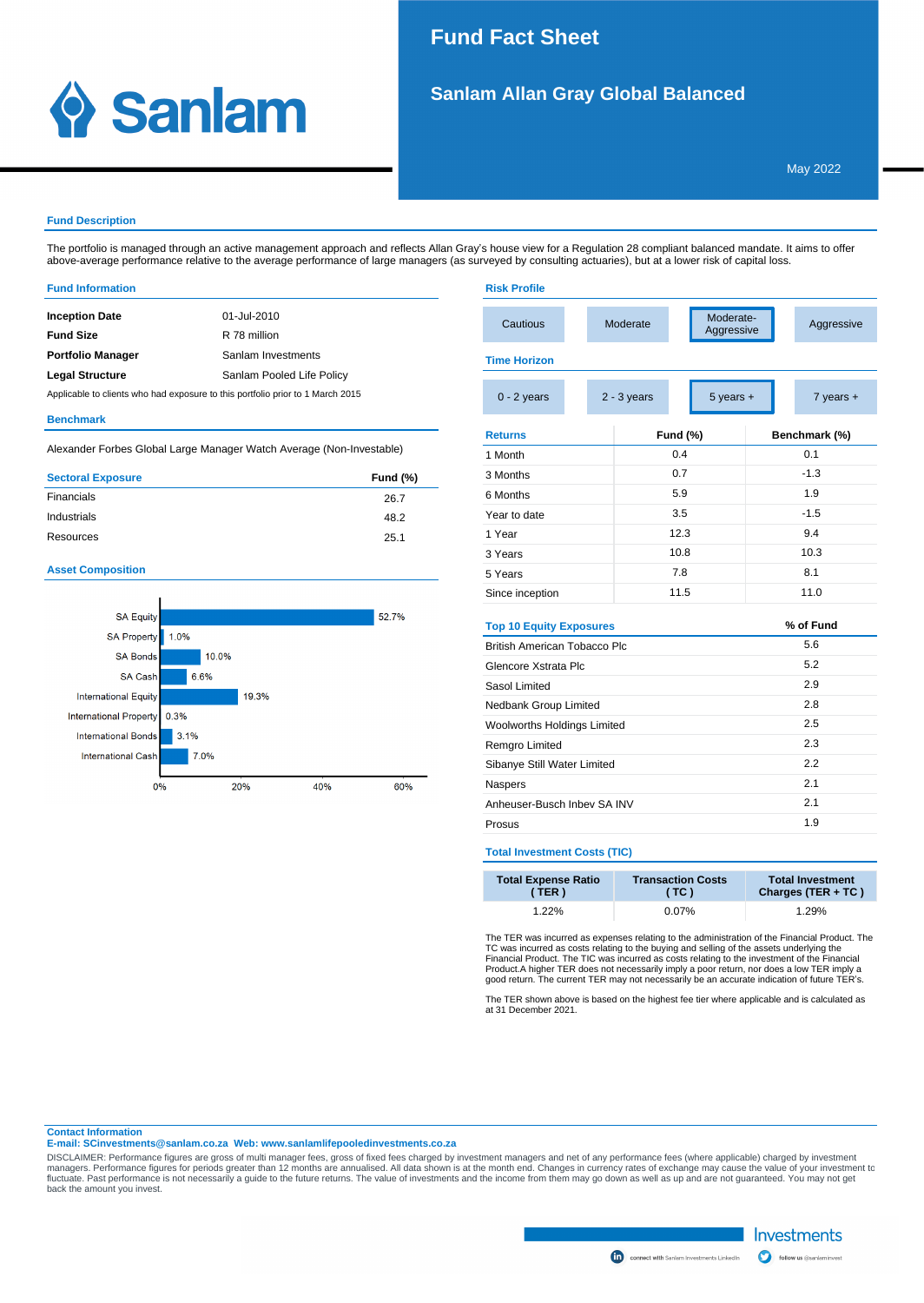# Fund Fact Sheet

## Sanlam Allan Gray Global Balanced

May 2022

### Fund Description

The portfolio is managed through an active management approach and reflects Allan Gray's house view for a Regulation 28 compliant balanced mandate. It aims to offer above-average performance relative to the average performance of large managers (as surveyed by consulting actuaries), but at a lower risk of capital loss.

### Fund Information

| | |
|---|---|
| **Inception Date** | 01-Jul-2010 |
| **Fund Size** | R 78 million |
| **Portfolio Manager** | Sanlam Investments |
| **Legal Structure** | Sanlam Pooled Life Policy |

Applicable to clients who had exposure to this portfolio prior to 1 March 2015

### Benchmark

Alexander Forbes Global Large Manager Watch Average (Non-Investable)

| Sectoral Exposure | Fund (%) |
|---|---|
| Financials | 26.7 |
| Industrials | 48.2 |
| Resources | 25.1 |

### Asset Composition

| Asset | % |
|---|---|
| SA Equity | 52.7% |
| SA Property | 1.0% |
| SA Bonds | 10.0% |
| SA Cash | 6.6% |
| International Equity | 19.3% |
| International Property | 0.3% |
| International Bonds | 3.1% |
| International Cash | 7.0% |

### Risk Profile

Cautious | Moderate | **Moderate-Aggressive** | Aggressive

### Time Horizon

0 - 2 years | 2 - 3 years | **5 years +** | 7 years +

| Returns | Fund (%) | Benchmark (%) |
|---|---|---|
| 1 Month | 0.4 | 0.1 |
| 3 Months | 0.7 | -1.3 |
| 6 Months | 5.9 | 1.9 |
| Year to date | 3.5 | -1.5 |
| 1 Year | 12.3 | 9.4 |
| 3 Years | 10.8 | 10.3 |
| 5 Years | 7.8 | 8.1 |
| Since inception | 11.5 | 11.0 |

| Top 10 Equity Exposures | % of Fund |
|---|---|
| British American Tobacco Plc | 5.6 |
| Glencore Xstrata Plc | 5.2 |
| Sasol Limited | 2.9 |
| Nedbank Group Limited | 2.8 |
| Woolworths Holdings Limited | 2.5 |
| Remgro Limited | 2.3 |
| Sibanye Still Water Limited | 2.2 |
| Naspers | 2.1 |
| Anheuser-Busch Inbev SA INV | 2.1 |
| Prosus | 1.9 |

### Total Investment Costs (TIC)

| Total Expense Ratio ( TER ) | Transaction Costs ( TC ) | Total Investment Charges (TER + TC ) |
|---|---|---|
| 1.22% | 0.07% | 1.29% |

The TER was incurred as expenses relating to the administration of the Financial Product. The TC was incurred as costs relating to the buying and selling of the assets underlying the Financial Product. The TIC was incurred as costs relating to the investment of the Financial Product.A higher TER does not necessarily imply a poor return, nor does a low TER imply a good return. The current TER may not necessarily be an accurate indication of future TER's.

The TER shown above is based on the highest fee tier where applicable and is calculated as at 31 December 2021.

**Contact Information**
**E-mail: SCinvestments@sanlam.co.za Web: www.sanlamlifepooledinvestments.co.za**

DISCLAIMER: Performance figures are gross of multi manager fees, gross of fixed fees charged by investment managers and net of any performance fees (where applicable) charged by investment managers. Performance figures for periods greater than 12 months are annualised. All data shown is at the month end. Changes in currency rates of exchange may cause the value of your investment to fluctuate. Past performance is not necessarily a guide to the future returns. The value of investments and the income from them may go down as well as up and are not guaranteed. You may not get back the amount you invest.

Investments

connect with Sanlam Investments LinkedIn follow us @sanlaminvest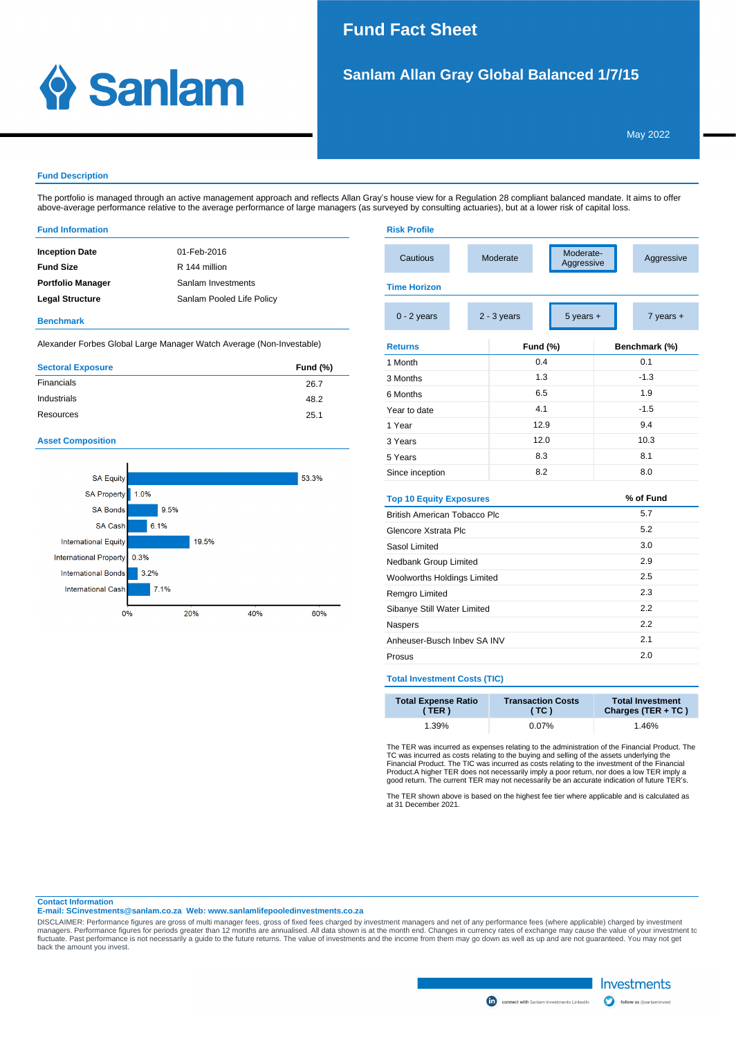# Fund Fact Sheet

## Sanlam Allan Gray Global Balanced 1/7/15

May 2022

### Fund Description

The portfolio is managed through an active management approach and reflects Allan Gray's house view for a Regulation 28 compliant balanced mandate. It aims to offer above-average performance relative to the average performance of large managers (as surveyed by consulting actuaries), but at a lower risk of capital loss.

### Fund Information

| | |
|---|---|
| **Inception Date** | 01-Feb-2016 |
| **Fund Size** | R 144 million |
| **Portfolio Manager** | Sanlam Investments |
| **Legal Structure** | Sanlam Pooled Life Policy |

### Benchmark

Alexander Forbes Global Large Manager Watch Average (Non-Investable)

### Sectoral Exposure

| Sectoral Exposure | Fund (%) |
|---|---|
| Financials | 26.7 |
| Industrials | 48.2 |
| Resources | 25.1 |

### Asset Composition

SA Equity 53.3%
SA Property 1.0%
SA Bonds 9.5%
SA Cash 6.1%
International Equity 19.5%
International Property 0.3%
International Bonds 3.2%
International Cash 7.1%

0% 20% 40% 60%

### Risk Profile

Cautious | Moderate | **Moderate-Aggressive** | Aggressive

### Time Horizon

0 - 2 years | 2 - 3 years | **5 years +** | 7 years +

### Returns

| Returns | Fund (%) | Benchmark (%) |
|---|---|---|
| 1 Month | 0.4 | 0.1 |
| 3 Months | 1.3 | -1.3 |
| 6 Months | 6.5 | 1.9 |
| Year to date | 4.1 | -1.5 |
| 1 Year | 12.9 | 9.4 |
| 3 Years | 12.0 | 10.3 |
| 5 Years | 8.3 | 8.1 |
| Since inception | 8.2 | 8.0 |

### Top 10 Equity Exposures

| Top 10 Equity Exposures | % of Fund |
|---|---|
| British American Tobacco Plc | 5.7 |
| Glencore Xstrata Plc | 5.2 |
| Sasol Limited | 3.0 |
| Nedbank Group Limited | 2.9 |
| Woolworths Holdings Limited | 2.5 |
| Remgro Limited | 2.3 |
| Sibanye Still Water Limited | 2.2 |
| Naspers | 2.2 |
| Anheuser-Busch Inbev SA INV | 2.1 |
| Prosus | 2.0 |

### Total Investment Costs (TIC)

| Total Expense Ratio ( TER ) | Transaction Costs ( TC ) | Total Investment Charges (TER + TC ) |
|---|---|---|
| 1.39% | 0.07% | 1.46% |

The TER was incurred as expenses relating to the administration of the Financial Product. The TC was incurred as costs relating to the buying and selling of the assets underlying the Financial Product. The TIC was incurred as costs relating to the investment of the Financial Product.A higher TER does not necessarily imply a poor return, nor does a low TER imply a good return. The current TER may not necessarily be an accurate indication of future TER's.

The TER shown above is based on the highest fee tier where applicable and is calculated as at 31 December 2021.

**Contact Information**
**E-mail: SCinvestments@sanlam.co.za Web: www.sanlamlifepooledinvestments.co.za**

DISCLAIMER: Performance figures are gross of multi manager fees, gross of fixed fees charged by investment managers and net of any performance fees (where applicable) charged by investment managers. Performance figures for periods greater than 12 months are annualised. All data shown is at the month end. Changes in currency rates of exchange may cause the value of your investment to fluctuate. Past performance is not necessarily a guide to the future returns. The value of investments and the income from them may go down as well as up and are not guaranteed. You may not get back the amount you invest.

Investments

connect with Sanlam Investments LinkedIn    follow us @sanlaminvest